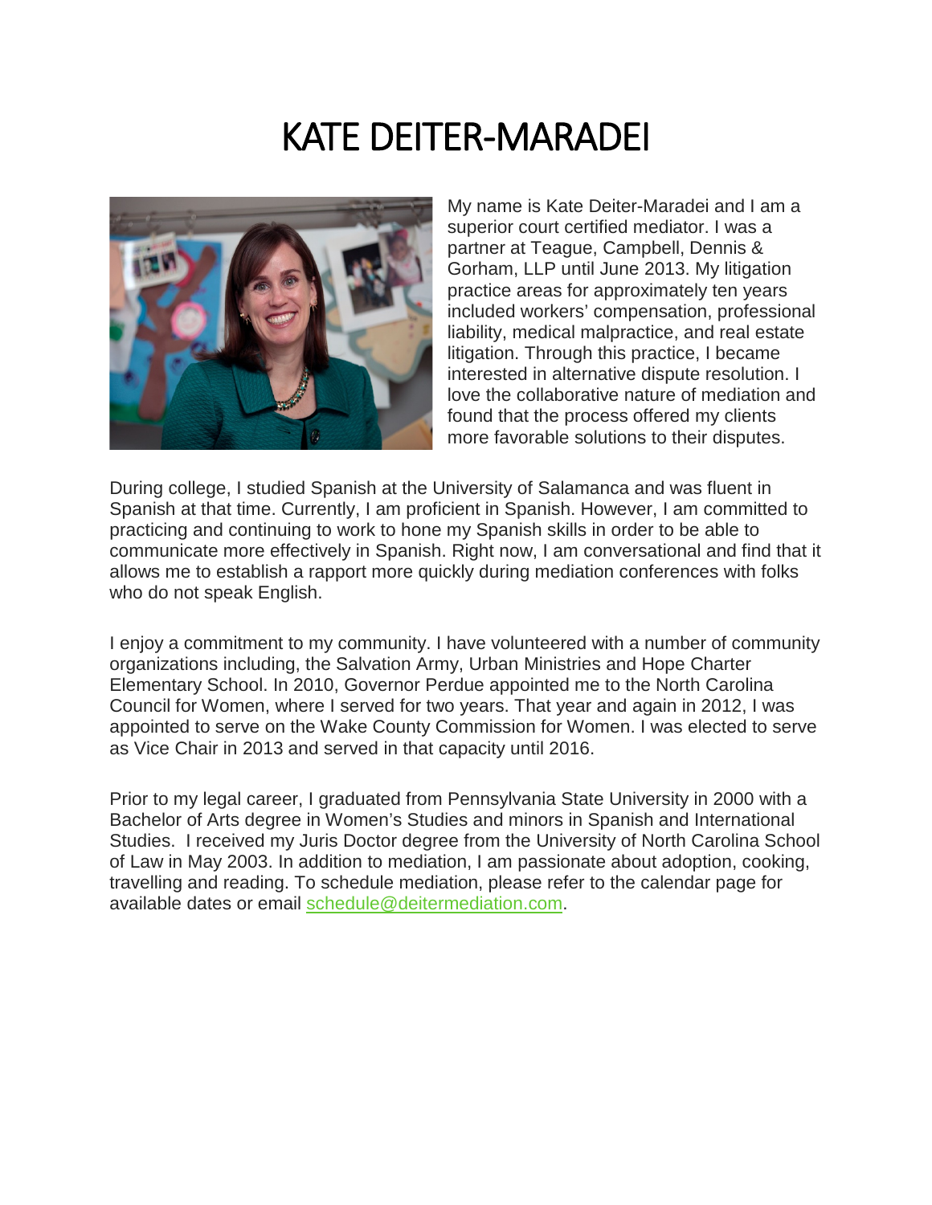# KATE DEITER-MARADEI

My name is Kate Deiter-Maradei and I am a superior court certified mediator. I was a partner at Teague, Campbell, Dennis & Gorham, LLP until June 2013. My litigation practice areas for approximately ten years included workers' compensation, professional liability, medical malpractice, and real estate litigation. Through this practice, I became interested in alternative dispute resolution. I love the collaborative nature of mediation and found that the process offered my clients more favorable solutions to their disputes.

During college, I studied Spanish at the University of Salamanca and was fluent in Spanish at that time. Currently, I am proficient in Spanish. However, I am committed to practicing and continuing to work to hone my Spanish skills in order to be able to communicate more effectively in Spanish. Right now, I am conversational and find that it allows me to establish a rapport more quickly during mediation conferences with folks who do not speak English.

I enjoy a commitment to my community. I have volunteered with a number of community organizations including, the Salvation Army, Urban Ministries and Hope Charter Elementary School. In 2010, Governor Perdue appointed me to the North Carolina Council for Women, where I served for two years. That year and again in 2012, I was appointed to serve on the Wake County Commission for Women. I was elected to serve as Vice Chair in 2013 and served in that capacity until 2016.

Prior to my legal career, I graduated from Pennsylvania State University in 2000 with a Bachelor of Arts degree in Women's Studies and minors in Spanish and International Studies. I received my Juris Doctor degree from the University of North Carolina School of Law in May 2003. In addition to mediation, I am passionate about adoption, cooking, travelling and reading. To schedule mediation, please refer to the calendar page for available dates or email schedule@deitermediation.com.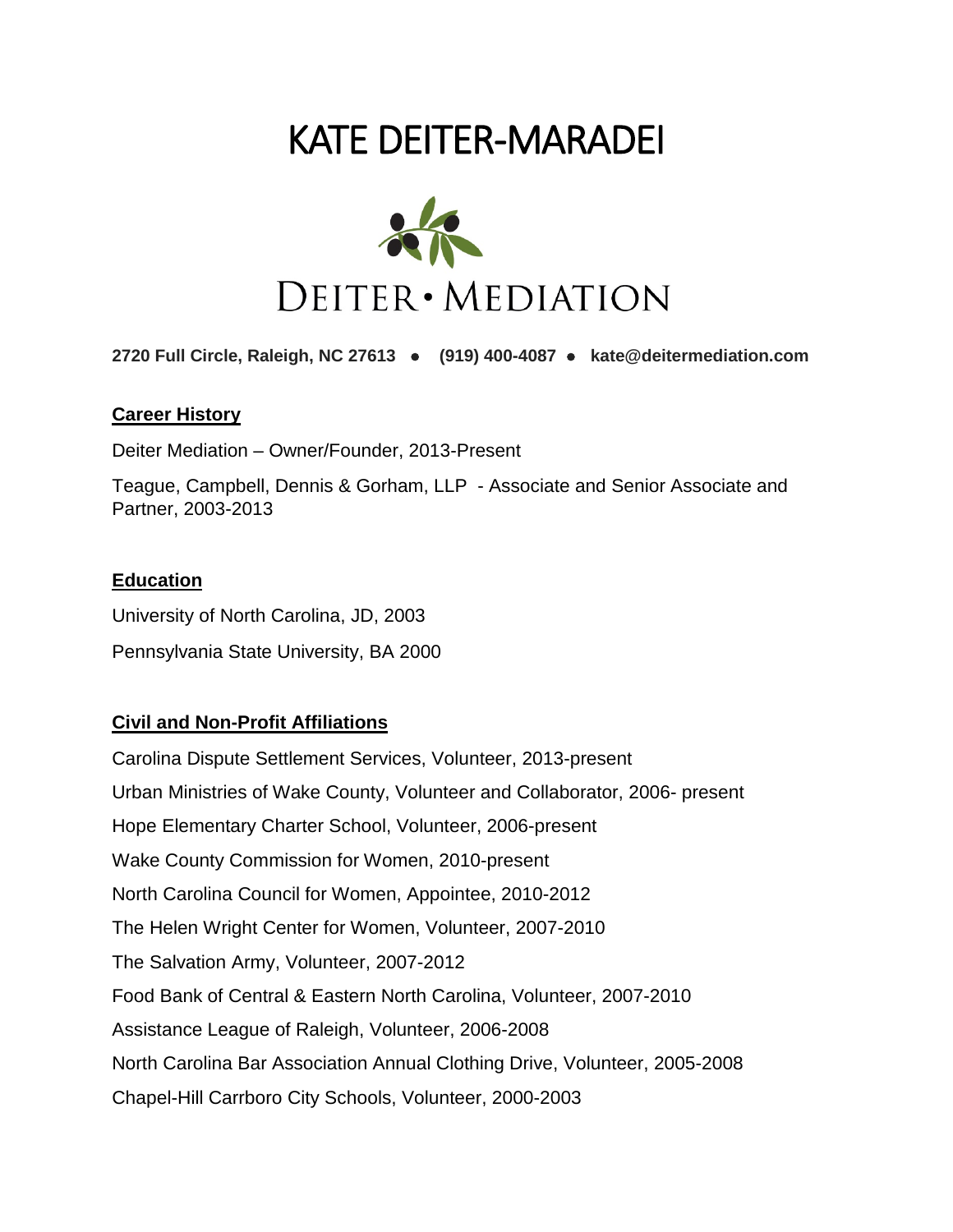# KATE DEITER-MARADEI

DEITER • MEDIATION

**2720 Full Circle, Raleigh, NC 27613 • (919) 400-4087 • kate@deitermediation.com**

## Career History

Deiter Mediation – Owner/Founder, 2013-Present

Teague, Campbell, Dennis & Gorham, LLP - Associate and Senior Associate and Partner, 2003-2013

## Education

University of North Carolina, JD, 2003

Pennsylvania State University, BA 2000

## Civil and Non-Profit Affiliations

Carolina Dispute Settlement Services, Volunteer, 2013-present

Urban Ministries of Wake County, Volunteer and Collaborator, 2006- present

Hope Elementary Charter School, Volunteer, 2006-present

Wake County Commission for Women, 2010-present

North Carolina Council for Women, Appointee, 2010-2012

The Helen Wright Center for Women, Volunteer, 2007-2010

The Salvation Army, Volunteer, 2007-2012

Food Bank of Central & Eastern North Carolina, Volunteer, 2007-2010

Assistance League of Raleigh, Volunteer, 2006-2008

North Carolina Bar Association Annual Clothing Drive, Volunteer, 2005-2008

Chapel-Hill Carrboro City Schools, Volunteer, 2000-2003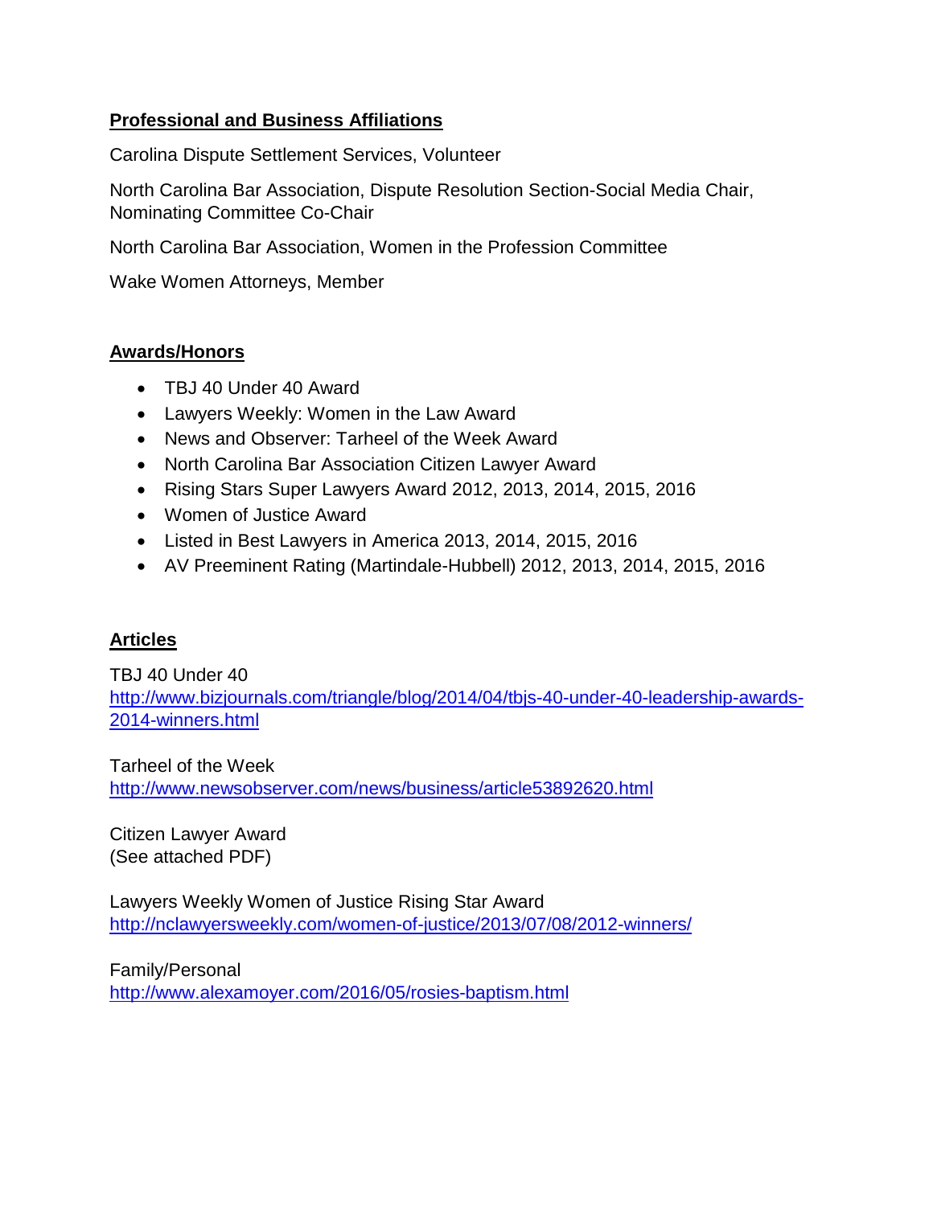**Professional and Business Affiliations**

Carolina Dispute Settlement Services, Volunteer

North Carolina Bar Association, Dispute Resolution Section-Social Media Chair, Nominating Committee Co-Chair

North Carolina Bar Association, Women in the Profession Committee

Wake Women Attorneys, Member

**Awards/Honors**

- TBJ 40 Under 40 Award
- Lawyers Weekly: Women in the Law Award
- News and Observer: Tarheel of the Week Award
- North Carolina Bar Association Citizen Lawyer Award
- Rising Stars Super Lawyers Award 2012, 2013, 2014, 2015, 2016
- Women of Justice Award
- Listed in Best Lawyers in America 2013, 2014, 2015, 2016
- AV Preeminent Rating (Martindale-Hubbell) 2012, 2013, 2014, 2015, 2016

**Articles**

TBJ 40 Under 40
http://www.bizjournals.com/triangle/blog/2014/04/tbjs-40-under-40-leadership-awards-2014-winners.html

Tarheel of the Week
http://www.newsobserver.com/news/business/article53892620.html

Citizen Lawyer Award
(See attached PDF)

Lawyers Weekly Women of Justice Rising Star Award
http://nclawyersweekly.com/women-of-justice/2013/07/08/2012-winners/

Family/Personal
http://www.alexamoyer.com/2016/05/rosies-baptism.html